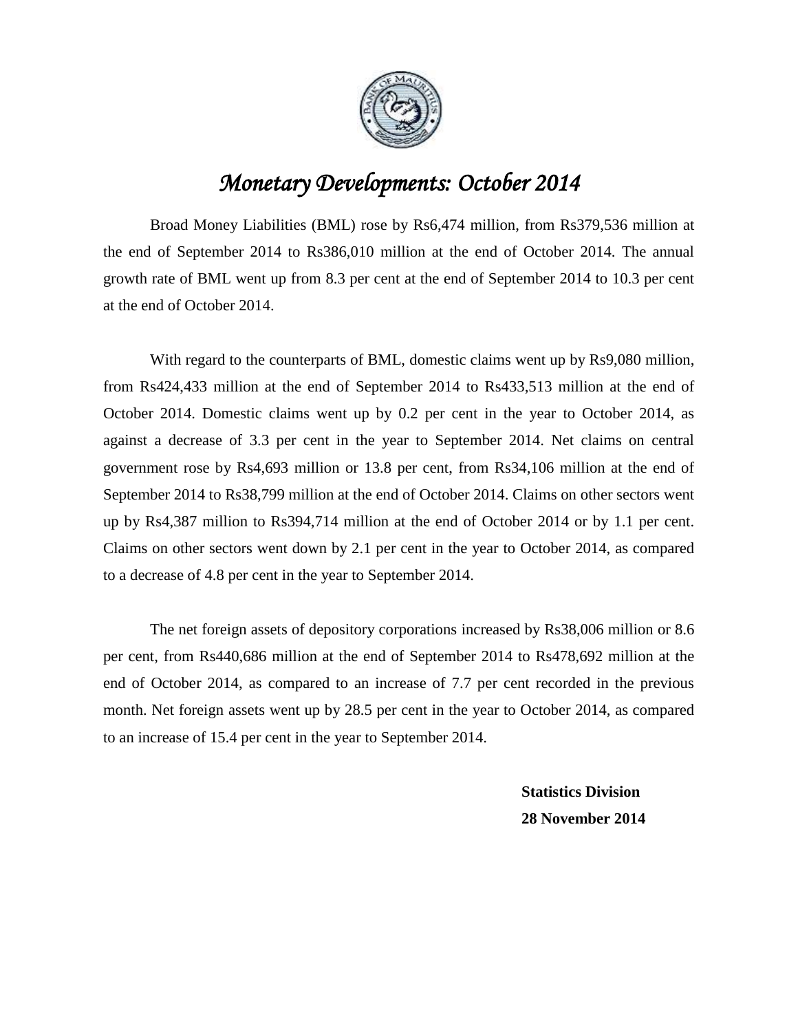# *Monetary Developments: October 2014*

Broad Money Liabilities (BML) rose by Rs6,474 million, from Rs379,536 million at the end of September 2014 to Rs386,010 million at the end of October 2014. The annual growth rate of BML went up from 8.3 per cent at the end of September 2014 to 10.3 per cent at the end of October 2014.

With regard to the counterparts of BML, domestic claims went up by Rs9,080 million, from Rs424,433 million at the end of September 2014 to Rs433,513 million at the end of October 2014. Domestic claims went up by 0.2 per cent in the year to October 2014, as against a decrease of 3.3 per cent in the year to September 2014. Net claims on central government rose by Rs4,693 million or 13.8 per cent, from Rs34,106 million at the end of September 2014 to Rs38,799 million at the end of October 2014. Claims on other sectors went up by Rs4,387 million to Rs394,714 million at the end of October 2014 or by 1.1 per cent. Claims on other sectors went down by 2.1 per cent in the year to October 2014, as compared to a decrease of 4.8 per cent in the year to September 2014.

The net foreign assets of depository corporations increased by Rs38,006 million or 8.6 per cent, from Rs440,686 million at the end of September 2014 to Rs478,692 million at the end of October 2014, as compared to an increase of 7.7 per cent recorded in the previous month. Net foreign assets went up by 28.5 per cent in the year to October 2014, as compared to an increase of 15.4 per cent in the year to September 2014.

**Statistics Division**
**28 November 2014**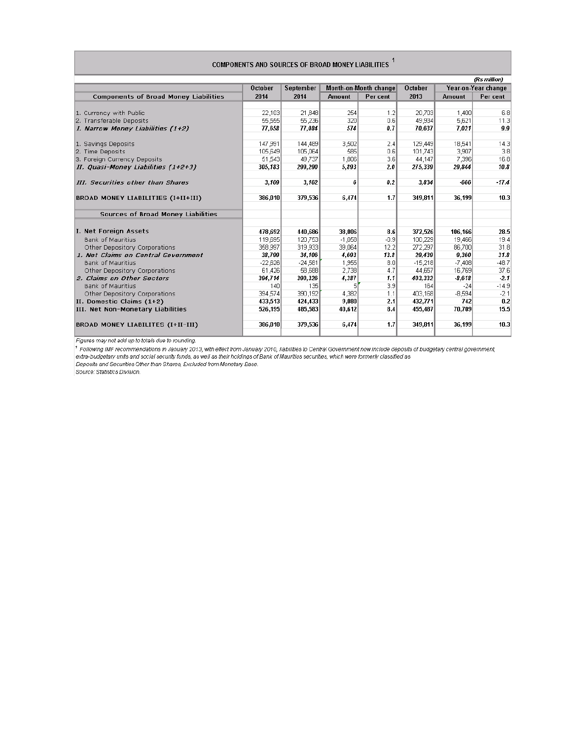## COMPONENTS AND SOURCES OF BROAD MONEY LIABILITIES [1]

(Rs million)

| Components of Broad Money Liabilities | October 2014 | September 2014 | Month-on-Month change | | October 2013 | Year-on-Year change | |
|---|---|---|---|---|---|---|---|
| | | | Amount | Per cent | | Amount | Per cent |
| 1. Currency with Public | 22,103 | 21,848 | 254 | 1.2 | 20,703 | 1,400 | 6.8 |
| 2. Transferable Deposits | 55,555 | 55,236 | 320 | 0.6 | 49,934 | 5,621 | 11.3 |
| ***I. Narrow Money Liabilities (1+2)*** | ***77,658*** | ***77,084*** | ***574*** | ***0.7*** | ***70,637*** | ***7,021*** | ***9.9*** |
| 1. Savings Deposits | 147,991 | 144,489 | 3,502 | 2.4 | 129,449 | 18,541 | 14.3 |
| 2. Time Deposits | 105,649 | 105,064 | 585 | 0.6 | 101,743 | 3,907 | 3.8 |
| 3. Foreign Currency Deposits | 51,543 | 49,737 | 1,806 | 3.6 | 44,147 | 7,396 | 16.8 |
| ***II. Quasi-Money Liabilities (1+2+3)*** | ***305,183*** | ***299,290*** | ***5,893*** | ***2.0*** | ***275,339*** | ***29,844*** | ***10.8*** |
| ***III. Securities other than Shares*** | ***3,169*** | ***3,162*** | ***6*** | ***0.2*** | ***3,834*** | ***-666*** | ***-17.4*** |
| **BROAD MONEY LIABILITIES (I+II+III)** | **386,010** | **379,536** | **6,474** | **1.7** | **349,811** | **36,199** | **10.3** |
| **Sources of Broad Money Liabilities** | | | | | | | |
| **I. Net Foreign Assets** | **478,692** | **440,686** | **38,006** | **8.6** | **372,526** | **106,166** | **28.5** |
| Bank of Mauritius | 119,695 | 120,753 | -1,058 | -0.9 | 100,229 | 19,466 | 19.4 |
| Other Depository Corporations | 358,997 | 319,933 | 39,064 | 12.2 | 272,297 | 86,700 | 31.8 |
| ***1. Net Claims on Central Government*** | ***38,799*** | ***34,106*** | ***4,693*** | ***13.8*** | ***29,439*** | ***9,360*** | ***31.8*** |
| Bank of Mauritius | -22,626 | -24,581 | 1,955 | 8.0 | -15,218 | -7,408 | -48.7 |
| Other Depository Corporations | 61,426 | 58,688 | 2,738 | 4.7 | 44,657 | 16,769 | 37.6 |
| ***2. Claims on Other Sectors*** | ***394,714*** | ***390,326*** | ***4,387*** | ***1.1*** | ***403,332*** | ***-8,618*** | ***-2.1*** |
| Bank of Mauritius | 140 | 135 | 5 | 3.9 | 164 | -24 | -14.9 |
| Other Depository Corporations | 394,574 | 390,192 | 4,382 | 1.1 | 403,168 | -8,594 | -2.1 |
| **II. Domestic Claims (1+2)** | **433,513** | **424,433** | **9,080** | **2.1** | **432,771** | **742** | **0.2** |
| **III. Net Non-Monetary Liabilities** | **526,195** | **485,583** | **40,612** | **8.4** | **455,487** | **70,709** | **15.5** |
| **BROAD MONEY LIABILITES (I+II-III)** | **386,010** | **379,536** | **6,474** | **1.7** | **349,811** | **36,199** | **10.3** |

*Figures may not add up to totals due to rounding.*

[1] *Following IMF recommendations in January 2013, with effect from January 2010, liabilities to Central Government now include deposits of budgetary central government, extra-budgetary units and social security funds, as well as their holdings of Bank of Mauritius securities, which were formerly classified as Deposits and Securities Other than Shares, Excluded from Monetary Base.*

*Source: Statistics Division.*